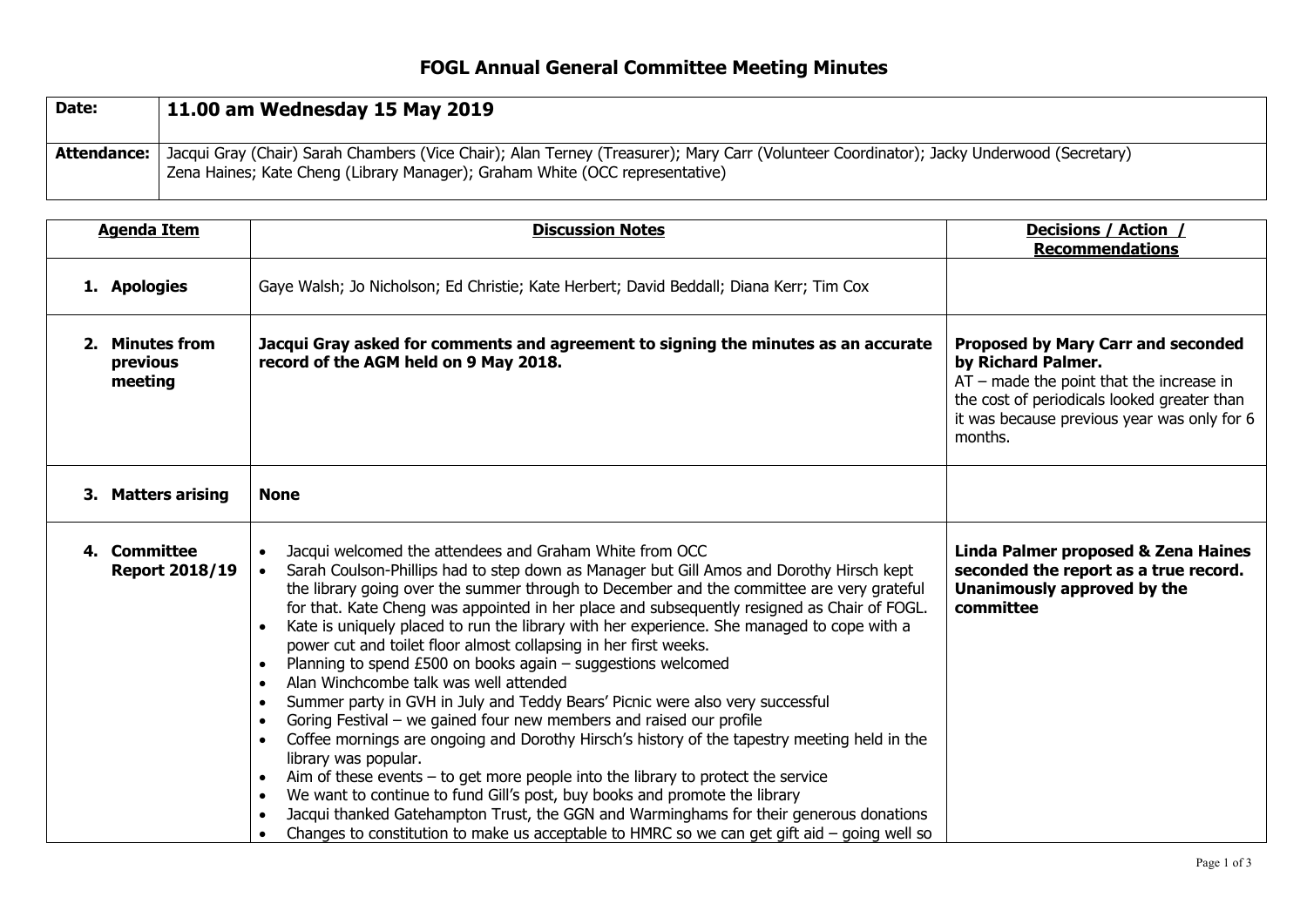# FOGL Annual General Committee Meeting Minutes

| Date: | **11.00 am Wednesday 15 May 2019** |
|---|---|
| **Attendance:** | Jacqui Gray (Chair) Sarah Chambers (Vice Chair); Alan Terney (Treasurer); Mary Carr (Volunteer Coordinator); Jacky Underwood (Secretary) Zena Haines; Kate Cheng (Library Manager); Graham White (OCC representative) |

| **Agenda Item** | **Discussion Notes** | **Decisions / Action / Recommendations** |
|---|---|---|
| **1. Apologies** | Gaye Walsh; Jo Nicholson; Ed Christie; Kate Herbert; David Beddall; Diana Kerr; Tim Cox | |
| **2. Minutes from previous meeting** | **Jacqui Gray asked for comments and agreement to signing the minutes as an accurate record of the AGM held on 9 May 2018.** | **Proposed by Mary Carr and seconded by Richard Palmer.** AT – made the point that the increase in the cost of periodicals looked greater than it was because previous year was only for 6 months. |
| **3. Matters arising** | **None** | |
| **4. Committee Report 2018/19** | • Jacqui welcomed the attendees and Graham White from OCC<br>• Sarah Coulson-Phillips had to step down as Manager but Gill Amos and Dorothy Hirsch kept the library going over the summer through to December and the committee are very grateful for that. Kate Cheng was appointed in her place and subsequently resigned as Chair of FOGL.<br>• Kate is uniquely placed to run the library with her experience. She managed to cope with a power cut and toilet floor almost collapsing in her first weeks.<br>• Planning to spend £500 on books again – suggestions welcomed<br>• Alan Winchcombe talk was well attended<br>• Summer party in GVH in July and Teddy Bears' Picnic were also very successful<br>• Goring Festival – we gained four new members and raised our profile<br>• Coffee mornings are ongoing and Dorothy Hirsch's history of the tapestry meeting held in the library was popular.<br>• Aim of these events – to get more people into the library to protect the service<br>• We want to continue to fund Gill's post, buy books and promote the library<br>• Jacqui thanked Gatehampton Trust, the GGN and Warminghams for their generous donations<br>• Changes to constitution to make us acceptable to HMRC so we can get gift aid – going well so | **Linda Palmer proposed & Zena Haines seconded the report as a true record. Unanimously approved by the committee** |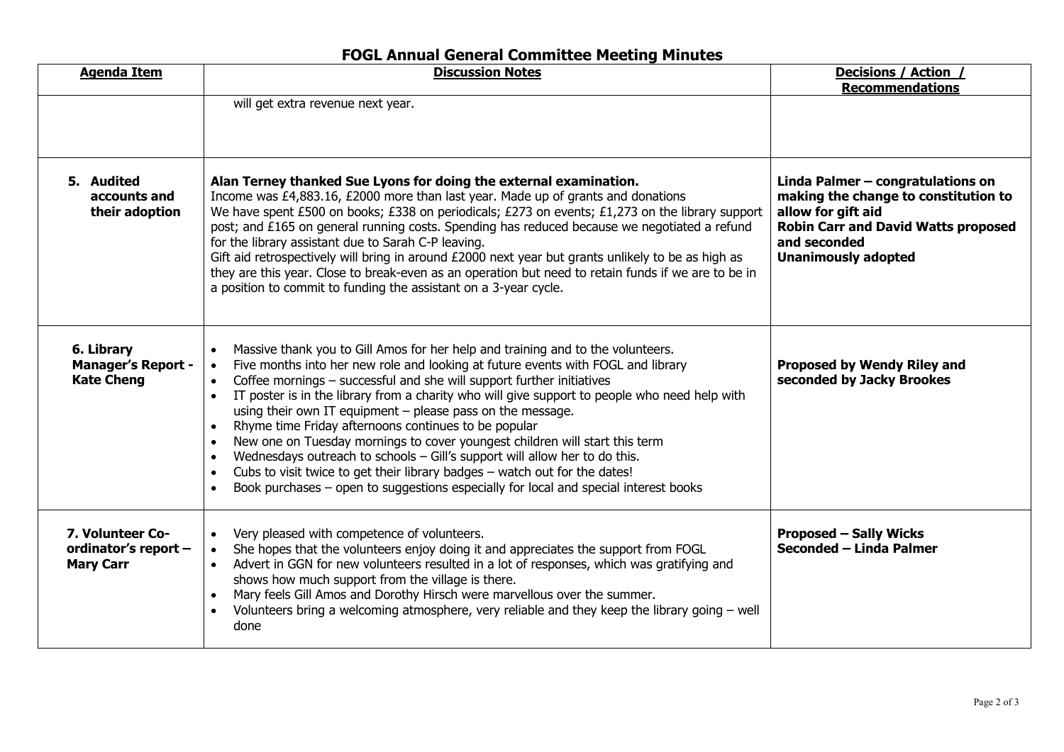# FOGL Annual General Committee Meeting Minutes

| Agenda Item | Discussion Notes | Decisions / Action / Recommendations |
|---|---|---|
| | will get extra revenue next year. | |
| **5. Audited accounts and their adoption** | **Alan Terney thanked Sue Lyons for doing the external examination.**<br>Income was £4,883.16, £2000 more than last year. Made up of grants and donations<br>We have spent £500 on books; £338 on periodicals; £273 on events; £1,273 on the library support post; and £165 on general running costs. Spending has reduced because we negotiated a refund for the library assistant due to Sarah C-P leaving.<br>Gift aid retrospectively will bring in around £2000 next year but grants unlikely to be as high as they are this year. Close to break-even as an operation but need to retain funds if we are to be in a position to commit to funding the assistant on a 3-year cycle. | **Linda Palmer – congratulations on making the change to constitution to allow for gift aid**<br>**Robin Carr and David Watts proposed and seconded**<br>**Unanimously adopted** |
| **6. Library Manager's Report - Kate Cheng** | • Massive thank you to Gill Amos for her help and training and to the volunteers.<br>• Five months into her new role and looking at future events with FOGL and library<br>• Coffee mornings – successful and she will support further initiatives<br>• IT poster is in the library from a charity who will give support to people who need help with using their own IT equipment – please pass on the message.<br>• Rhyme time Friday afternoons continues to be popular<br>• New one on Tuesday mornings to cover youngest children will start this term<br>• Wednesdays outreach to schools – Gill's support will allow her to do this.<br>• Cubs to visit twice to get their library badges – watch out for the dates!<br>• Book purchases – open to suggestions especially for local and special interest books | **Proposed by Wendy Riley and seconded by Jacky Brookes** |
| **7. Volunteer Co-ordinator's report – Mary Carr** | • Very pleased with competence of volunteers.<br>• She hopes that the volunteers enjoy doing it and appreciates the support from FOGL<br>• Advert in GGN for new volunteers resulted in a lot of responses, which was gratifying and shows how much support from the village is there.<br>• Mary feels Gill Amos and Dorothy Hirsch were marvellous over the summer.<br>• Volunteers bring a welcoming atmosphere, very reliable and they keep the library going – well done | **Proposed – Sally Wicks**<br>**Seconded – Linda Palmer** |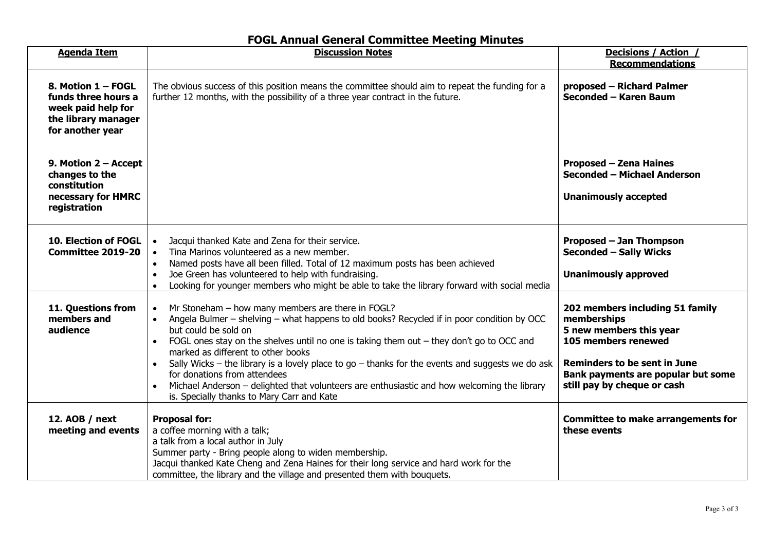# FOGL Annual General Committee Meeting Minutes

| Agenda Item | Discussion Notes | Decisions / Action / Recommendations |
|---|---|---|
| **8. Motion 1 – FOGL funds three hours a week paid help for the library manager for another year** | The obvious success of this position means the committee should aim to repeat the funding for a further 12 months, with the possibility of a three year contract in the future. | **proposed – Richard Palmer**<br>**Seconded – Karen Baum** |
| **9. Motion 2 – Accept changes to the constitution necessary for HMRC registration** | | **Proposed – Zena Haines**<br>**Seconded – Michael Anderson**<br><br>**Unanimously accepted** |
| **10. Election of FOGL Committee 2019-20** | • Jacqui thanked Kate and Zena for their service.<br>• Tina Marinos volunteered as a new member.<br>• Named posts have all been filled. Total of 12 maximum posts has been achieved<br>• Joe Green has volunteered to help with fundraising.<br>• Looking for younger members who might be able to take the library forward with social media | **Proposed – Jan Thompson**<br>**Seconded – Sally Wicks**<br><br>**Unanimously approved** |
| **11. Questions from members and audience** | • Mr Stoneham – how many members are there in FOGL?<br>• Angela Bulmer – shelving – what happens to old books? Recycled if in poor condition by OCC but could be sold on<br>• FOGL ones stay on the shelves until no one is taking them out – they don't go to OCC and marked as different to other books<br>• Sally Wicks – the library is a lovely place to go – thanks for the events and suggests we do ask for donations from attendees<br>• Michael Anderson – delighted that volunteers are enthusiastic and how welcoming the library is. Specially thanks to Mary Carr and Kate | **202 members including 51 family memberships**<br>**5 new members this year**<br>**105 members renewed**<br><br>**Reminders to be sent in June**<br>**Bank payments are popular but some still pay by cheque or cash** |
| **12. AOB / next meeting and events** | **Proposal for:**<br>a coffee morning with a talk;<br>a talk from a local author in July<br>Summer party - Bring people along to widen membership.<br>Jacqui thanked Kate Cheng and Zena Haines for their long service and hard work for the committee, the library and the village and presented them with bouquets. | **Committee to make arrangements for these events** |